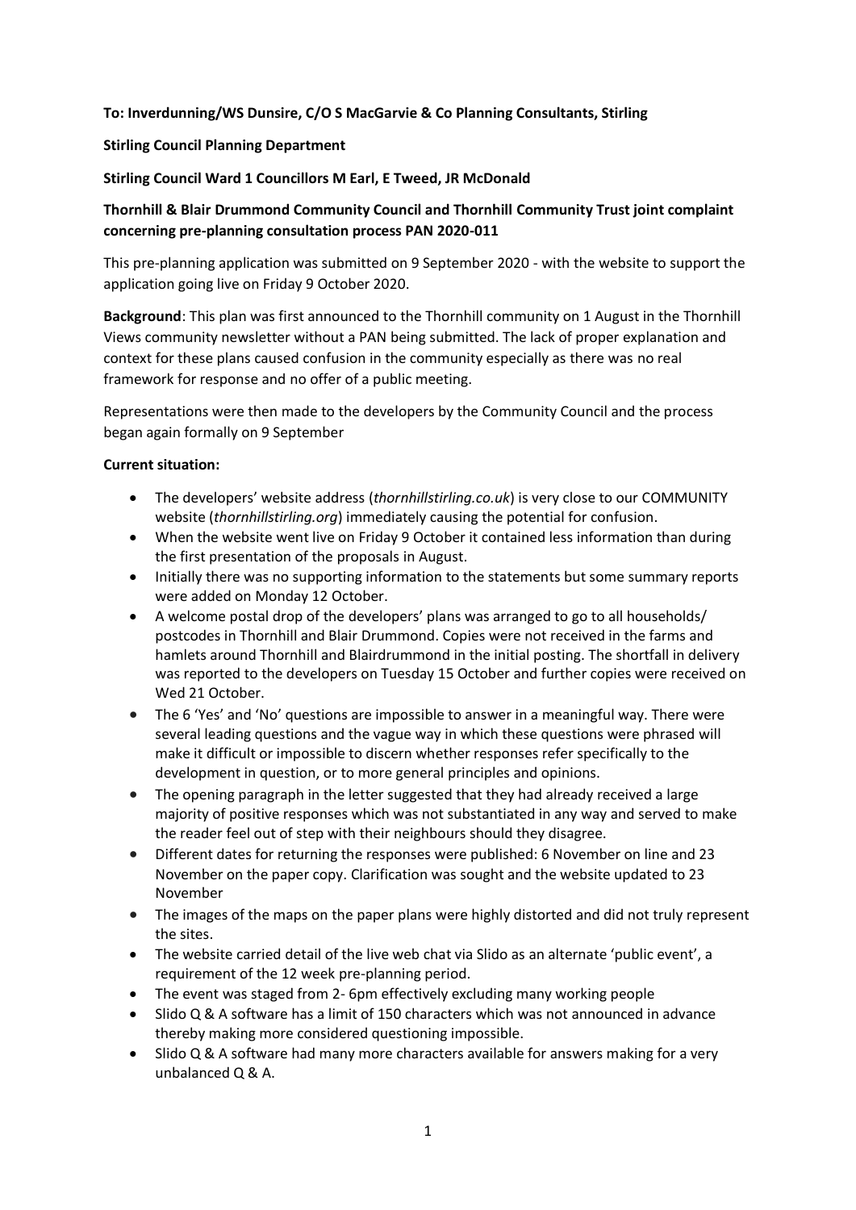**To: Inverdunning/WS Dunsire, C/O S MacGarvie & Co Planning Consultants, Stirling**

**Stirling Council Planning Department**

**Stirling Council Ward 1 Councillors M Earl, E Tweed, JR McDonald**

**Thornhill & Blair Drummond Community Council and Thornhill Community Trust joint complaint concerning pre-planning consultation process PAN 2020-011**

This pre-planning application was submitted on 9 September 2020 - with the website to support the application going live on Friday 9 October 2020.

**Background**: This plan was first announced to the Thornhill community on 1 August in the Thornhill Views community newsletter without a PAN being submitted. The lack of proper explanation and context for these plans caused confusion in the community especially as there was no real framework for response and no offer of a public meeting.

Representations were then made to the developers by the Community Council and the process began again formally on 9 September

**Current situation:**

- The developers' website address (*thornhillstirling.co.uk*) is very close to our COMMUNITY website (*thornhillstirling.org*) immediately causing the potential for confusion.
- When the website went live on Friday 9 October it contained less information than during the first presentation of the proposals in August.
- Initially there was no supporting information to the statements but some summary reports were added on Monday 12 October.
- A welcome postal drop of the developers' plans was arranged to go to all households/ postcodes in Thornhill and Blair Drummond. Copies were not received in the farms and hamlets around Thornhill and Blairdrummond in the initial posting. The shortfall in delivery was reported to the developers on Tuesday 15 October and further copies were received on Wed 21 October.
- The 6 'Yes' and 'No' questions are impossible to answer in a meaningful way. There were several leading questions and the vague way in which these questions were phrased will make it difficult or impossible to discern whether responses refer specifically to the development in question, or to more general principles and opinions.
- The opening paragraph in the letter suggested that they had already received a large majority of positive responses which was not substantiated in any way and served to make the reader feel out of step with their neighbours should they disagree.
- Different dates for returning the responses were published: 6 November on line and 23 November on the paper copy. Clarification was sought and the website updated to 23 November
- The images of the maps on the paper plans were highly distorted and did not truly represent the sites.
- The website carried detail of the live web chat via Slido as an alternate 'public event', a requirement of the 12 week pre-planning period.
- The event was staged from 2- 6pm effectively excluding many working people
- Slido Q & A software has a limit of 150 characters which was not announced in advance thereby making more considered questioning impossible.
- Slido Q & A software had many more characters available for answers making for a very unbalanced Q & A.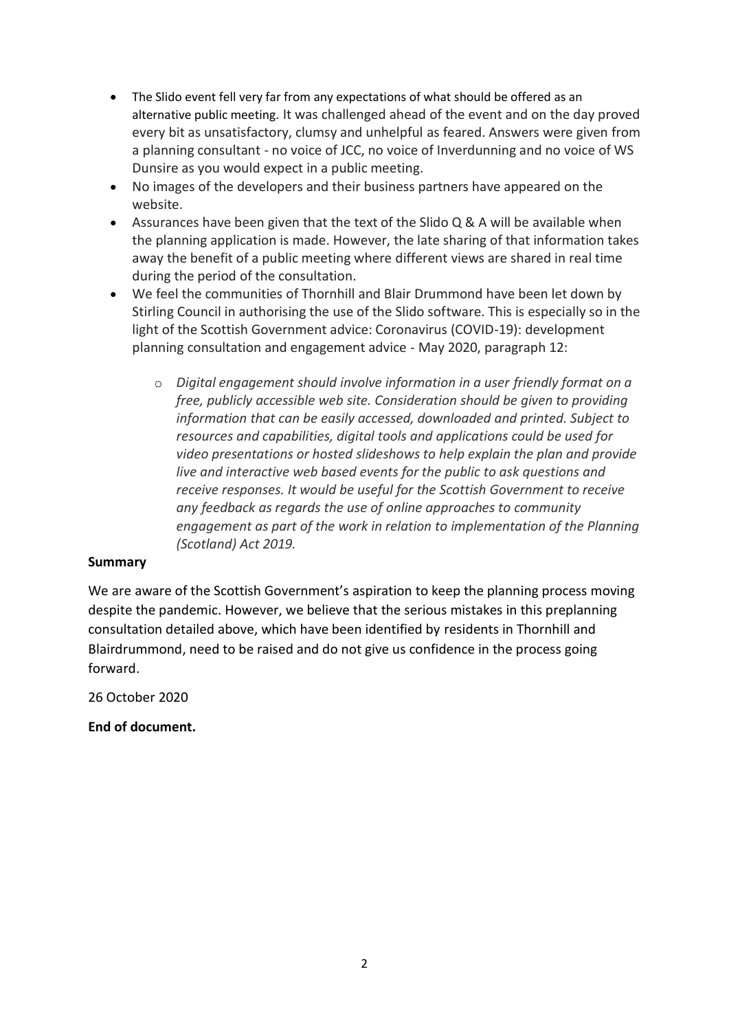- The Slido event fell very far from any expectations of what should be offered as an alternative public meeting. It was challenged ahead of the event and on the day proved every bit as unsatisfactory, clumsy and unhelpful as feared. Answers were given from a planning consultant - no voice of JCC, no voice of Inverdunning and no voice of WS Dunsire as you would expect in a public meeting.
- No images of the developers and their business partners have appeared on the website.
- Assurances have been given that the text of the Slido Q & A will be available when the planning application is made. However, the late sharing of that information takes away the benefit of a public meeting where different views are shared in real time during the period of the consultation.
- We feel the communities of Thornhill and Blair Drummond have been let down by Stirling Council in authorising the use of the Slido software. This is especially so in the light of the Scottish Government advice: Coronavirus (COVID-19): development planning consultation and engagement advice - May 2020, paragraph 12:
    - *Digital engagement should involve information in a user friendly format on a free, publicly accessible web site. Consideration should be given to providing information that can be easily accessed, downloaded and printed. Subject to resources and capabilities, digital tools and applications could be used for video presentations or hosted slideshows to help explain the plan and provide live and interactive web based events for the public to ask questions and receive responses. It would be useful for the Scottish Government to receive any feedback as regards the use of online approaches to community engagement as part of the work in relation to implementation of the Planning (Scotland) Act 2019.*

**Summary**

We are aware of the Scottish Government's aspiration to keep the planning process moving despite the pandemic. However, we believe that the serious mistakes in this preplanning consultation detailed above, which have been identified by residents in Thornhill and Blairdrummond, need to be raised and do not give us confidence in the process going forward.

26 October 2020

**End of document.**